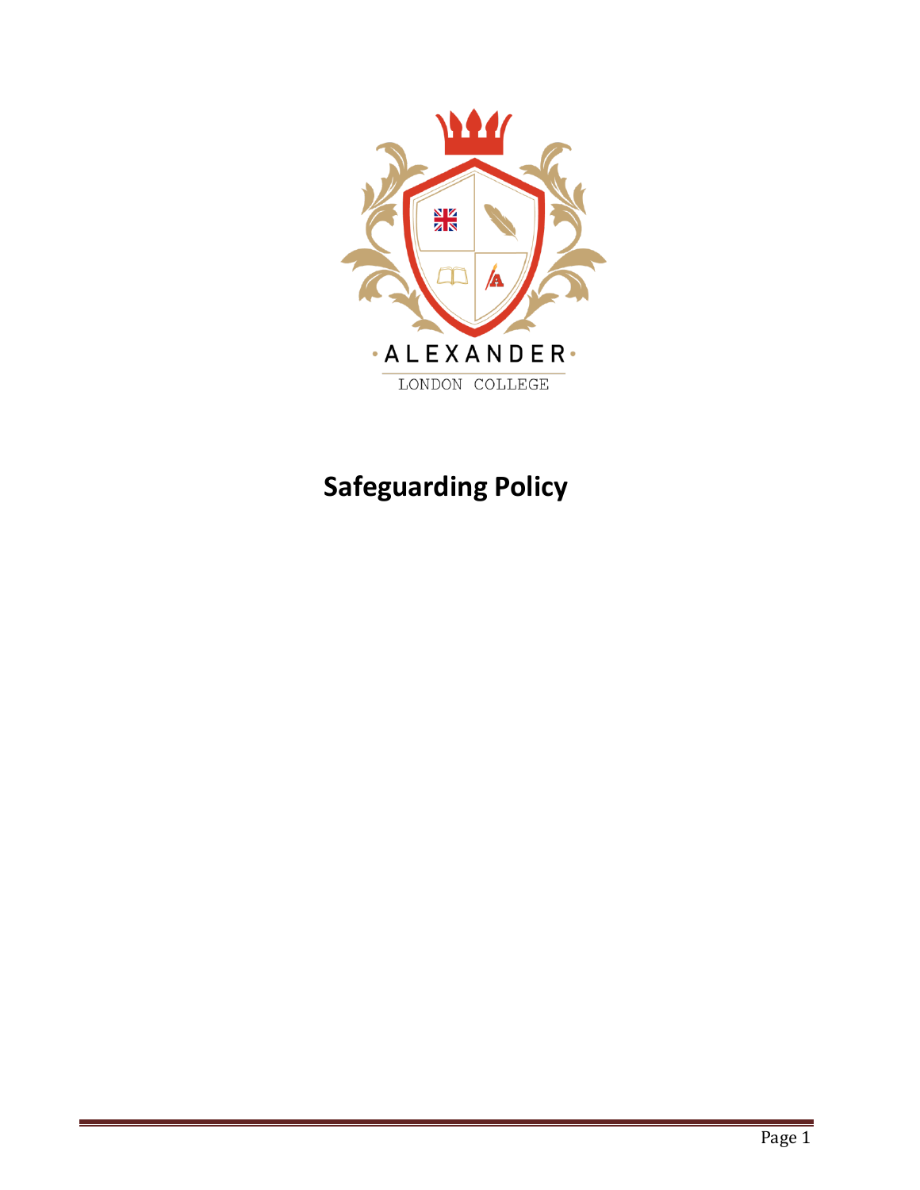·ALEXANDER·

LONDON COLLEGE

# Safeguarding Policy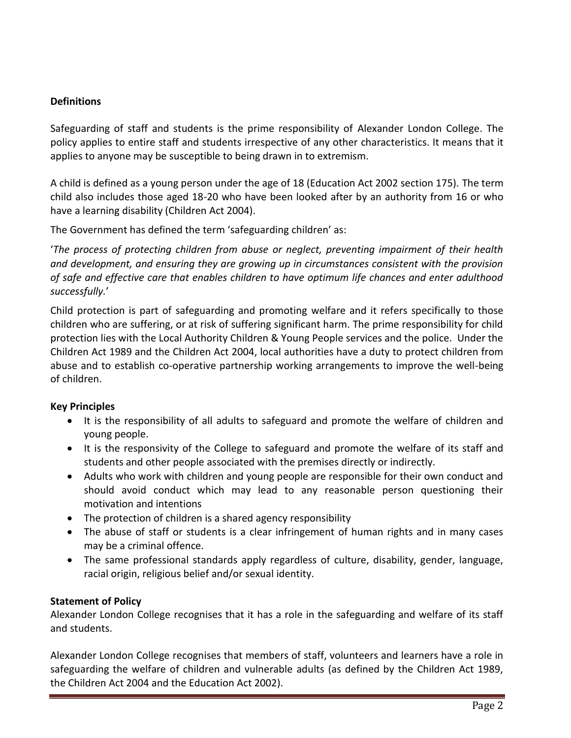**Definitions**

Safeguarding of staff and students is the prime responsibility of Alexander London College. The policy applies to entire staff and students irrespective of any other characteristics. It means that it applies to anyone may be susceptible to being drawn in to extremism.

A child is defined as a young person under the age of 18 (Education Act 2002 section 175). The term child also includes those aged 18-20 who have been looked after by an authority from 16 or who have a learning disability (Children Act 2004).

The Government has defined the term 'safeguarding children' as:

'*The process of protecting children from abuse or neglect, preventing impairment of their health and development, and ensuring they are growing up in circumstances consistent with the provision of safe and effective care that enables children to have optimum life chances and enter adulthood successfully.*'

Child protection is part of safeguarding and promoting welfare and it refers specifically to those children who are suffering, or at risk of suffering significant harm. The prime responsibility for child protection lies with the Local Authority Children & Young People services and the police. Under the Children Act 1989 and the Children Act 2004, local authorities have a duty to protect children from abuse and to establish co-operative partnership working arrangements to improve the well-being of children.

**Key Principles**

- It is the responsibility of all adults to safeguard and promote the welfare of children and young people.
- It is the responsivity of the College to safeguard and promote the welfare of its staff and students and other people associated with the premises directly or indirectly.
- Adults who work with children and young people are responsible for their own conduct and should avoid conduct which may lead to any reasonable person questioning their motivation and intentions
- The protection of children is a shared agency responsibility
- The abuse of staff or students is a clear infringement of human rights and in many cases may be a criminal offence.
- The same professional standards apply regardless of culture, disability, gender, language, racial origin, religious belief and/or sexual identity.

**Statement of Policy**

Alexander London College recognises that it has a role in the safeguarding and welfare of its staff and students.

Alexander London College recognises that members of staff, volunteers and learners have a role in safeguarding the welfare of children and vulnerable adults (as defined by the Children Act 1989, the Children Act 2004 and the Education Act 2002).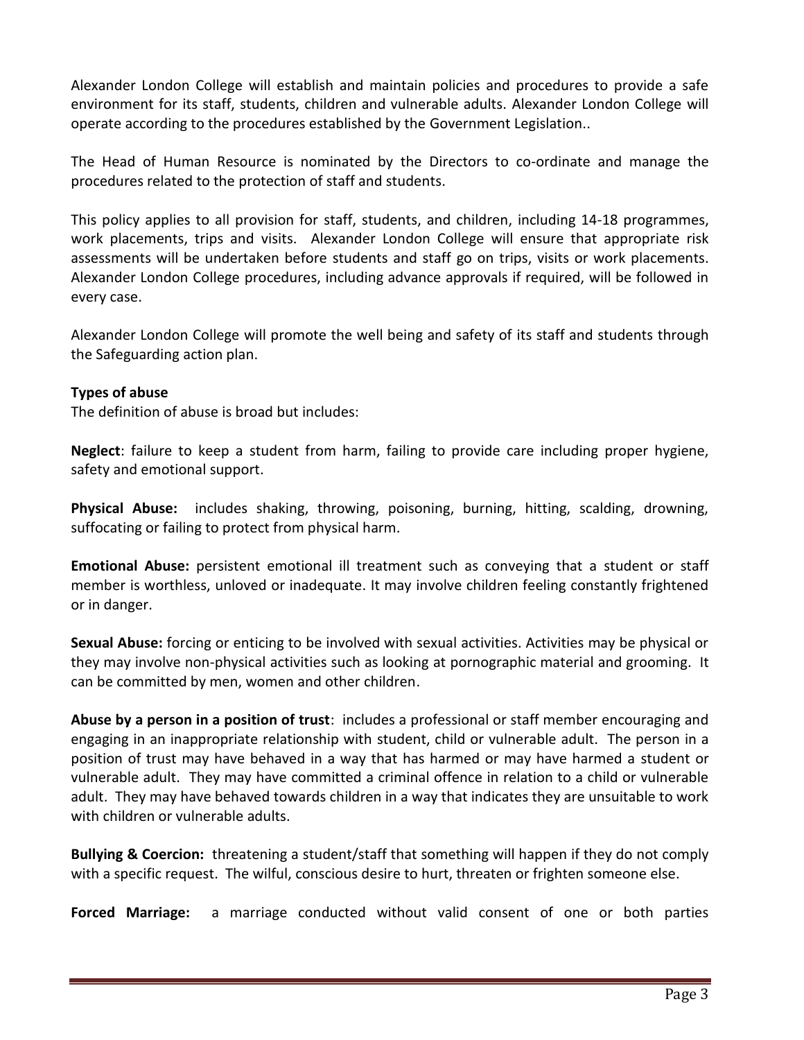Alexander London College will establish and maintain policies and procedures to provide a safe environment for its staff, students, children and vulnerable adults. Alexander London College will operate according to the procedures established by the Government Legislation..

The Head of Human Resource is nominated by the Directors to co-ordinate and manage the procedures related to the protection of staff and students.

This policy applies to all provision for staff, students, and children, including 14-18 programmes, work placements, trips and visits. Alexander London College will ensure that appropriate risk assessments will be undertaken before students and staff go on trips, visits or work placements. Alexander London College procedures, including advance approvals if required, will be followed in every case.

Alexander London College will promote the well being and safety of its staff and students through the Safeguarding action plan.

**Types of abuse**

The definition of abuse is broad but includes:

**Neglect**: failure to keep a student from harm, failing to provide care including proper hygiene, safety and emotional support.

**Physical Abuse:** includes shaking, throwing, poisoning, burning, hitting, scalding, drowning, suffocating or failing to protect from physical harm.

**Emotional Abuse:** persistent emotional ill treatment such as conveying that a student or staff member is worthless, unloved or inadequate. It may involve children feeling constantly frightened or in danger.

**Sexual Abuse:** forcing or enticing to be involved with sexual activities. Activities may be physical or they may involve non-physical activities such as looking at pornographic material and grooming. It can be committed by men, women and other children.

**Abuse by a person in a position of trust**: includes a professional or staff member encouraging and engaging in an inappropriate relationship with student, child or vulnerable adult. The person in a position of trust may have behaved in a way that has harmed or may have harmed a student or vulnerable adult. They may have committed a criminal offence in relation to a child or vulnerable adult. They may have behaved towards children in a way that indicates they are unsuitable to work with children or vulnerable adults.

**Bullying & Coercion:** threatening a student/staff that something will happen if they do not comply with a specific request. The wilful, conscious desire to hurt, threaten or frighten someone else.

**Forced Marriage:** a marriage conducted without valid consent of one or both parties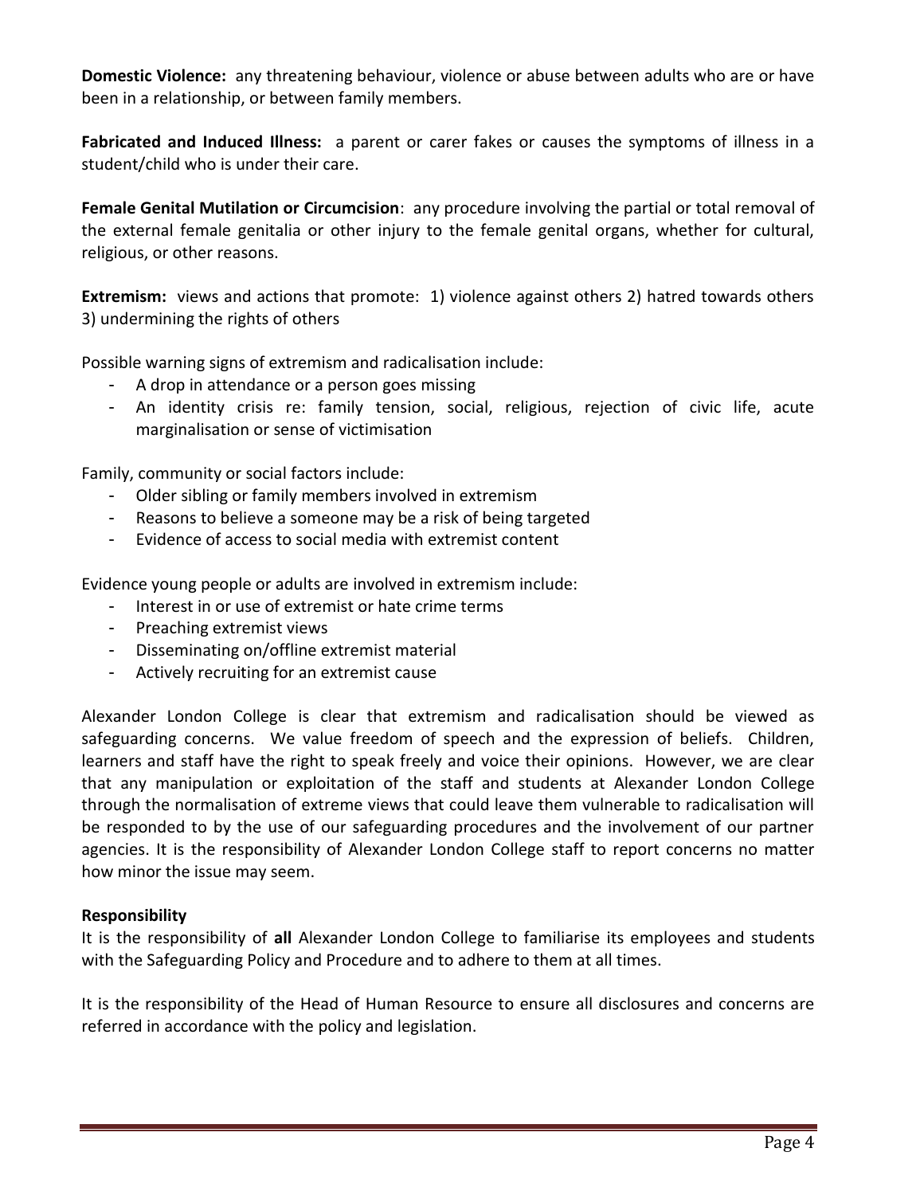**Domestic Violence:** any threatening behaviour, violence or abuse between adults who are or have been in a relationship, or between family members.

**Fabricated and Induced Illness:** a parent or carer fakes or causes the symptoms of illness in a student/child who is under their care.

**Female Genital Mutilation or Circumcision**: any procedure involving the partial or total removal of the external female genitalia or other injury to the female genital organs, whether for cultural, religious, or other reasons.

**Extremism:** views and actions that promote: 1) violence against others 2) hatred towards others 3) undermining the rights of others

Possible warning signs of extremism and radicalisation include:

- A drop in attendance or a person goes missing
- An identity crisis re: family tension, social, religious, rejection of civic life, acute marginalisation or sense of victimisation

Family, community or social factors include:

- Older sibling or family members involved in extremism
- Reasons to believe a someone may be a risk of being targeted
- Evidence of access to social media with extremist content

Evidence young people or adults are involved in extremism include:

- Interest in or use of extremist or hate crime terms
- Preaching extremist views
- Disseminating on/offline extremist material
- Actively recruiting for an extremist cause

Alexander London College is clear that extremism and radicalisation should be viewed as safeguarding concerns. We value freedom of speech and the expression of beliefs. Children, learners and staff have the right to speak freely and voice their opinions. However, we are clear that any manipulation or exploitation of the staff and students at Alexander London College through the normalisation of extreme views that could leave them vulnerable to radicalisation will be responded to by the use of our safeguarding procedures and the involvement of our partner agencies. It is the responsibility of Alexander London College staff to report concerns no matter how minor the issue may seem.

**Responsibility**

It is the responsibility of **all** Alexander London College to familiarise its employees and students with the Safeguarding Policy and Procedure and to adhere to them at all times.

It is the responsibility of the Head of Human Resource to ensure all disclosures and concerns are referred in accordance with the policy and legislation.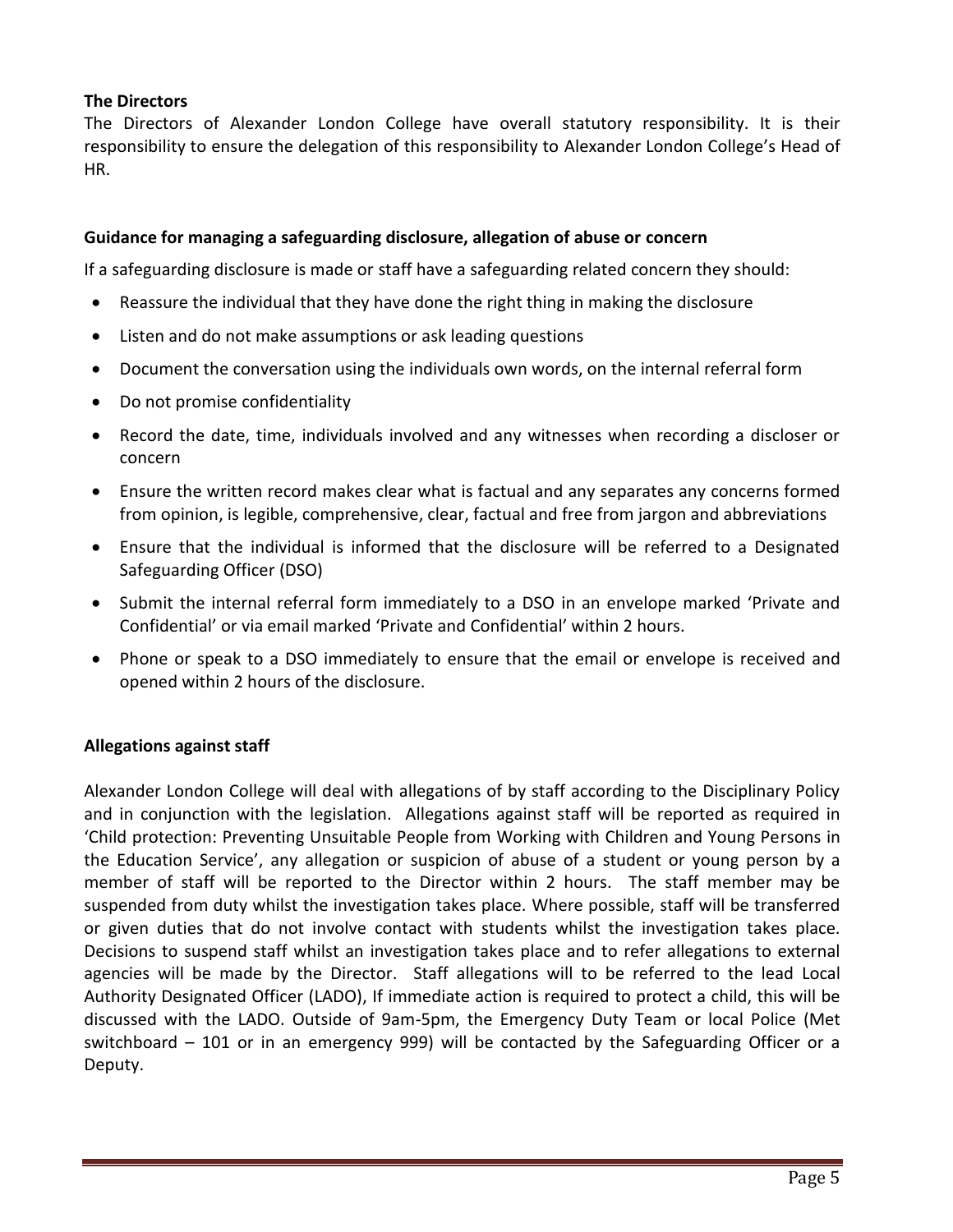**The Directors**

The Directors of Alexander London College have overall statutory responsibility. It is their responsibility to ensure the delegation of this responsibility to Alexander London College's Head of HR.

**Guidance for managing a safeguarding disclosure, allegation of abuse or concern**

If a safeguarding disclosure is made or staff have a safeguarding related concern they should:

- Reassure the individual that they have done the right thing in making the disclosure
- Listen and do not make assumptions or ask leading questions
- Document the conversation using the individuals own words, on the internal referral form
- Do not promise confidentiality
- Record the date, time, individuals involved and any witnesses when recording a discloser or concern
- Ensure the written record makes clear what is factual and any separates any concerns formed from opinion, is legible, comprehensive, clear, factual and free from jargon and abbreviations
- Ensure that the individual is informed that the disclosure will be referred to a Designated Safeguarding Officer (DSO)
- Submit the internal referral form immediately to a DSO in an envelope marked 'Private and Confidential' or via email marked 'Private and Confidential' within 2 hours.
- Phone or speak to a DSO immediately to ensure that the email or envelope is received and opened within 2 hours of the disclosure.

**Allegations against staff**

Alexander London College will deal with allegations of by staff according to the Disciplinary Policy and in conjunction with the legislation. Allegations against staff will be reported as required in 'Child protection: Preventing Unsuitable People from Working with Children and Young Persons in the Education Service', any allegation or suspicion of abuse of a student or young person by a member of staff will be reported to the Director within 2 hours. The staff member may be suspended from duty whilst the investigation takes place. Where possible, staff will be transferred or given duties that do not involve contact with students whilst the investigation takes place. Decisions to suspend staff whilst an investigation takes place and to refer allegations to external agencies will be made by the Director. Staff allegations will to be referred to the lead Local Authority Designated Officer (LADO), If immediate action is required to protect a child, this will be discussed with the LADO. Outside of 9am-5pm, the Emergency Duty Team or local Police (Met switchboard – 101 or in an emergency 999) will be contacted by the Safeguarding Officer or a Deputy.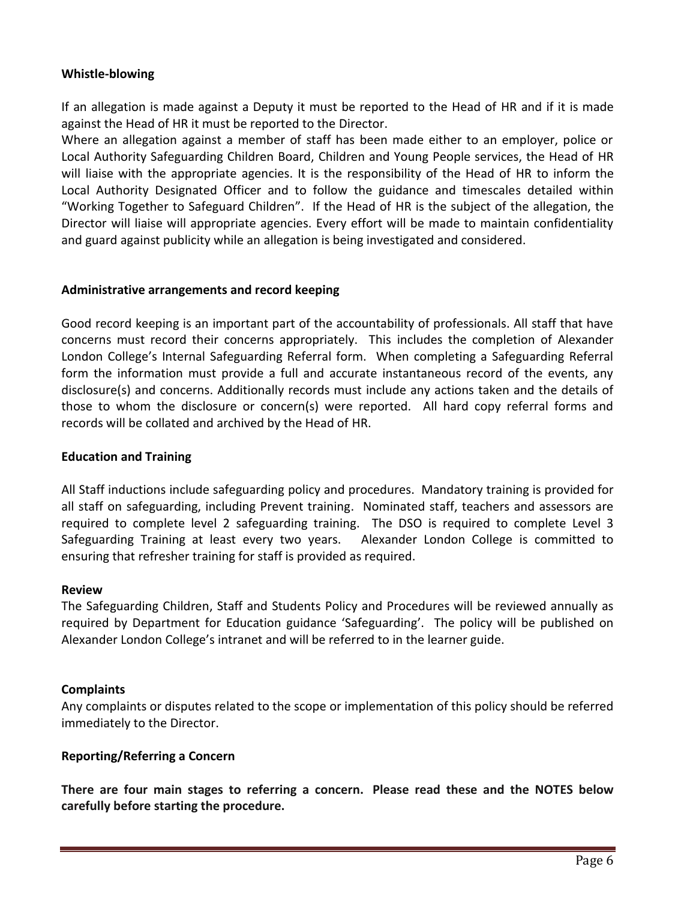**Whistle-blowing**

If an allegation is made against a Deputy it must be reported to the Head of HR and if it is made against the Head of HR it must be reported to the Director.

Where an allegation against a member of staff has been made either to an employer, police or Local Authority Safeguarding Children Board, Children and Young People services, the Head of HR will liaise with the appropriate agencies. It is the responsibility of the Head of HR to inform the Local Authority Designated Officer and to follow the guidance and timescales detailed within "Working Together to Safeguard Children". If the Head of HR is the subject of the allegation, the Director will liaise will appropriate agencies. Every effort will be made to maintain confidentiality and guard against publicity while an allegation is being investigated and considered.

**Administrative arrangements and record keeping**

Good record keeping is an important part of the accountability of professionals. All staff that have concerns must record their concerns appropriately. This includes the completion of Alexander London College's Internal Safeguarding Referral form. When completing a Safeguarding Referral form the information must provide a full and accurate instantaneous record of the events, any disclosure(s) and concerns. Additionally records must include any actions taken and the details of those to whom the disclosure or concern(s) were reported. All hard copy referral forms and records will be collated and archived by the Head of HR.

**Education and Training**

All Staff inductions include safeguarding policy and procedures. Mandatory training is provided for all staff on safeguarding, including Prevent training. Nominated staff, teachers and assessors are required to complete level 2 safeguarding training. The DSO is required to complete Level 3 Safeguarding Training at least every two years. Alexander London College is committed to ensuring that refresher training for staff is provided as required.

**Review**

The Safeguarding Children, Staff and Students Policy and Procedures will be reviewed annually as required by Department for Education guidance 'Safeguarding'. The policy will be published on Alexander London College's intranet and will be referred to in the learner guide.

**Complaints**

Any complaints or disputes related to the scope or implementation of this policy should be referred immediately to the Director.

**Reporting/Referring a Concern**

**There are four main stages to referring a concern. Please read these and the NOTES below carefully before starting the procedure.**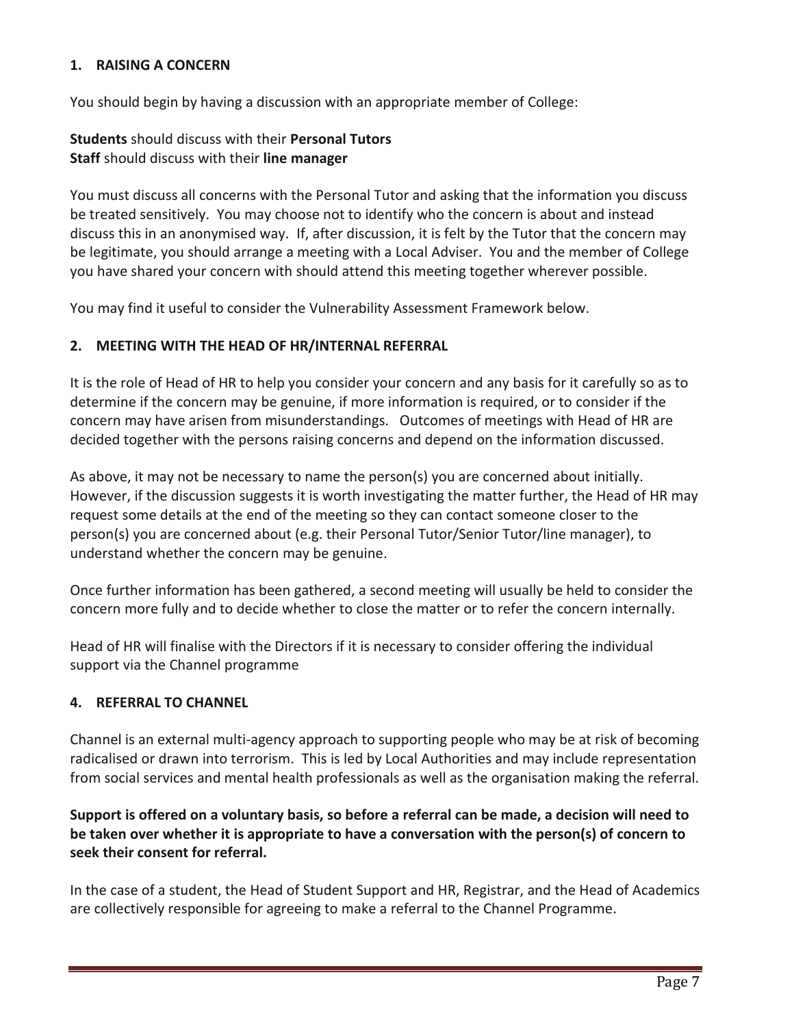## 1. RAISING A CONCERN

You should begin by having a discussion with an appropriate member of College:

**Students** should discuss with their **Personal Tutors**
**Staff** should discuss with their **line manager**

You must discuss all concerns with the Personal Tutor and asking that the information you discuss be treated sensitively. You may choose not to identify who the concern is about and instead discuss this in an anonymised way. If, after discussion, it is felt by the Tutor that the concern may be legitimate, you should arrange a meeting with a Local Adviser. You and the member of College you have shared your concern with should attend this meeting together wherever possible.

You may find it useful to consider the Vulnerability Assessment Framework below.

## 2. MEETING WITH THE HEAD OF HR/INTERNAL REFERRAL

It is the role of Head of HR to help you consider your concern and any basis for it carefully so as to determine if the concern may be genuine, if more information is required, or to consider if the concern may have arisen from misunderstandings. Outcomes of meetings with Head of HR are decided together with the persons raising concerns and depend on the information discussed.

As above, it may not be necessary to name the person(s) you are concerned about initially. However, if the discussion suggests it is worth investigating the matter further, the Head of HR may request some details at the end of the meeting so they can contact someone closer to the person(s) you are concerned about (e.g. their Personal Tutor/Senior Tutor/line manager), to understand whether the concern may be genuine.

Once further information has been gathered, a second meeting will usually be held to consider the concern more fully and to decide whether to close the matter or to refer the concern internally.

Head of HR will finalise with the Directors if it is necessary to consider offering the individual support via the Channel programme

## 4. REFERRAL TO CHANNEL

Channel is an external multi-agency approach to supporting people who may be at risk of becoming radicalised or drawn into terrorism. This is led by Local Authorities and may include representation from social services and mental health professionals as well as the organisation making the referral.

**Support is offered on a voluntary basis, so before a referral can be made, a decision will need to be taken over whether it is appropriate to have a conversation with the person(s) of concern to seek their consent for referral.**

In the case of a student, the Head of Student Support and HR, Registrar, and the Head of Academics are collectively responsible for agreeing to make a referral to the Channel Programme.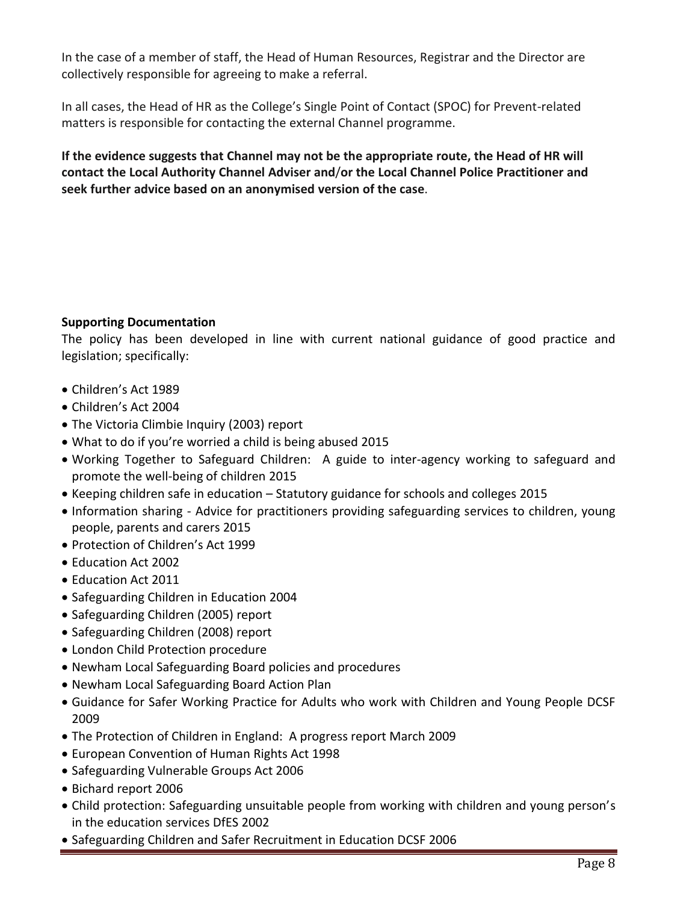In the case of a member of staff, the Head of Human Resources, Registrar and the Director are collectively responsible for agreeing to make a referral.

In all cases, the Head of HR as the College's Single Point of Contact (SPOC) for Prevent-related matters is responsible for contacting the external Channel programme.

**If the evidence suggests that Channel may not be the appropriate route, the Head of HR will contact the Local Authority Channel Adviser and/or the Local Channel Police Practitioner and seek further advice based on an anonymised version of the case**.

**Supporting Documentation**

The policy has been developed in line with current national guidance of good practice and legislation; specifically:

- Children's Act 1989
- Children's Act 2004
- The Victoria Climbie Inquiry (2003) report
- What to do if you're worried a child is being abused 2015
- Working Together to Safeguard Children: A guide to inter-agency working to safeguard and promote the well-being of children 2015
- Keeping children safe in education – Statutory guidance for schools and colleges 2015
- Information sharing - Advice for practitioners providing safeguarding services to children, young people, parents and carers 2015
- Protection of Children's Act 1999
- Education Act 2002
- Education Act 2011
- Safeguarding Children in Education 2004
- Safeguarding Children (2005) report
- Safeguarding Children (2008) report
- London Child Protection procedure
- Newham Local Safeguarding Board policies and procedures
- Newham Local Safeguarding Board Action Plan
- Guidance for Safer Working Practice for Adults who work with Children and Young People DCSF 2009
- The Protection of Children in England: A progress report March 2009
- European Convention of Human Rights Act 1998
- Safeguarding Vulnerable Groups Act 2006
- Bichard report 2006
- Child protection: Safeguarding unsuitable people from working with children and young person's in the education services DfES 2002
- Safeguarding Children and Safer Recruitment in Education DCSF 2006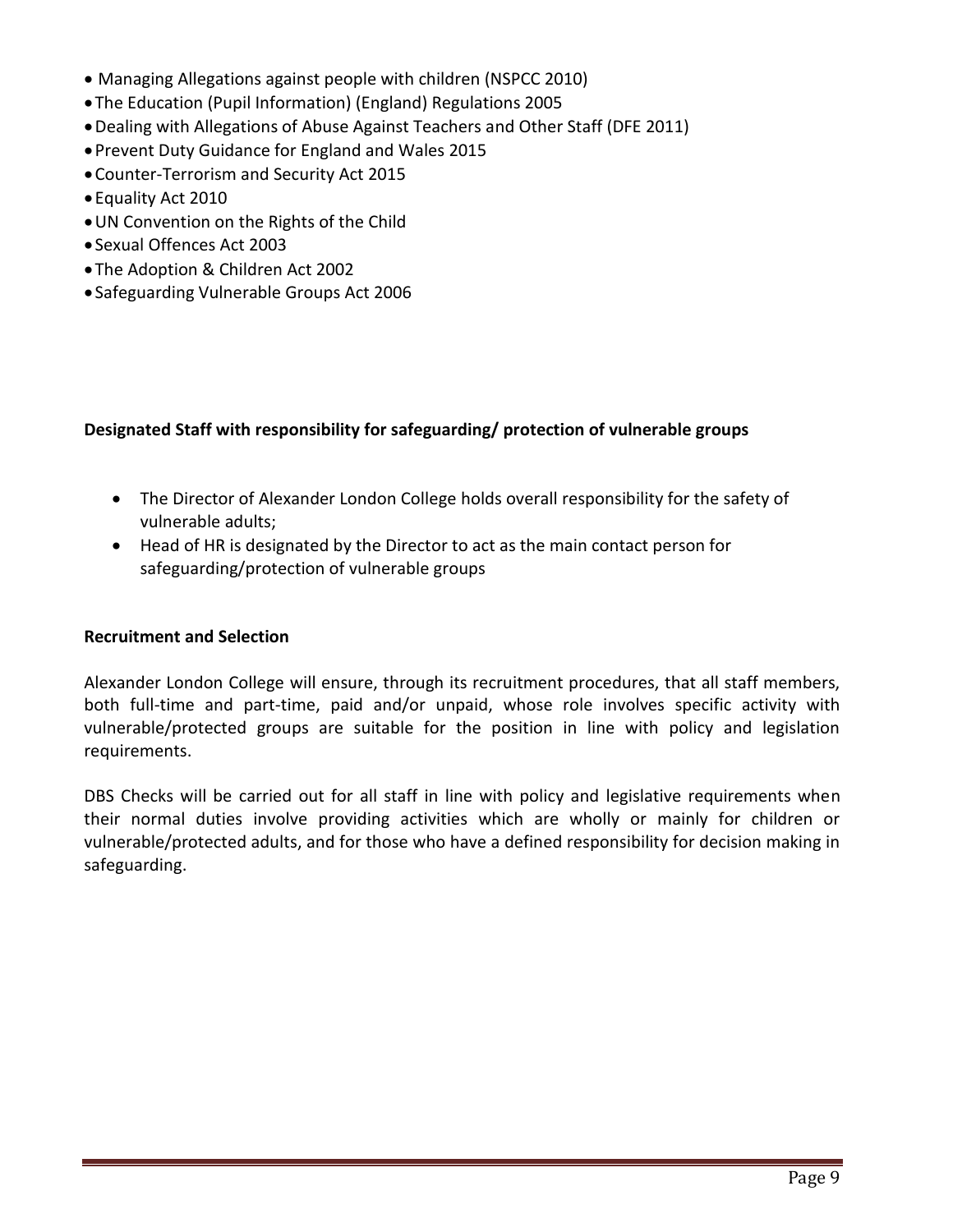- Managing Allegations against people with children (NSPCC 2010)
- The Education (Pupil Information) (England) Regulations 2005
- Dealing with Allegations of Abuse Against Teachers and Other Staff (DFE 2011)
- Prevent Duty Guidance for England and Wales 2015
- Counter-Terrorism and Security Act 2015
- Equality Act 2010
- UN Convention on the Rights of the Child
- Sexual Offences Act 2003
- The Adoption & Children Act 2002
- Safeguarding Vulnerable Groups Act 2006

**Designated Staff with responsibility for safeguarding/ protection of vulnerable groups**

- The Director of Alexander London College holds overall responsibility for the safety of vulnerable adults;
- Head of HR is designated by the Director to act as the main contact person for safeguarding/protection of vulnerable groups

**Recruitment and Selection**

Alexander London College will ensure, through its recruitment procedures, that all staff members, both full-time and part-time, paid and/or unpaid, whose role involves specific activity with vulnerable/protected groups are suitable for the position in line with policy and legislation requirements.

DBS Checks will be carried out for all staff in line with policy and legislative requirements when their normal duties involve providing activities which are wholly or mainly for children or vulnerable/protected adults, and for those who have a defined responsibility for decision making in safeguarding.